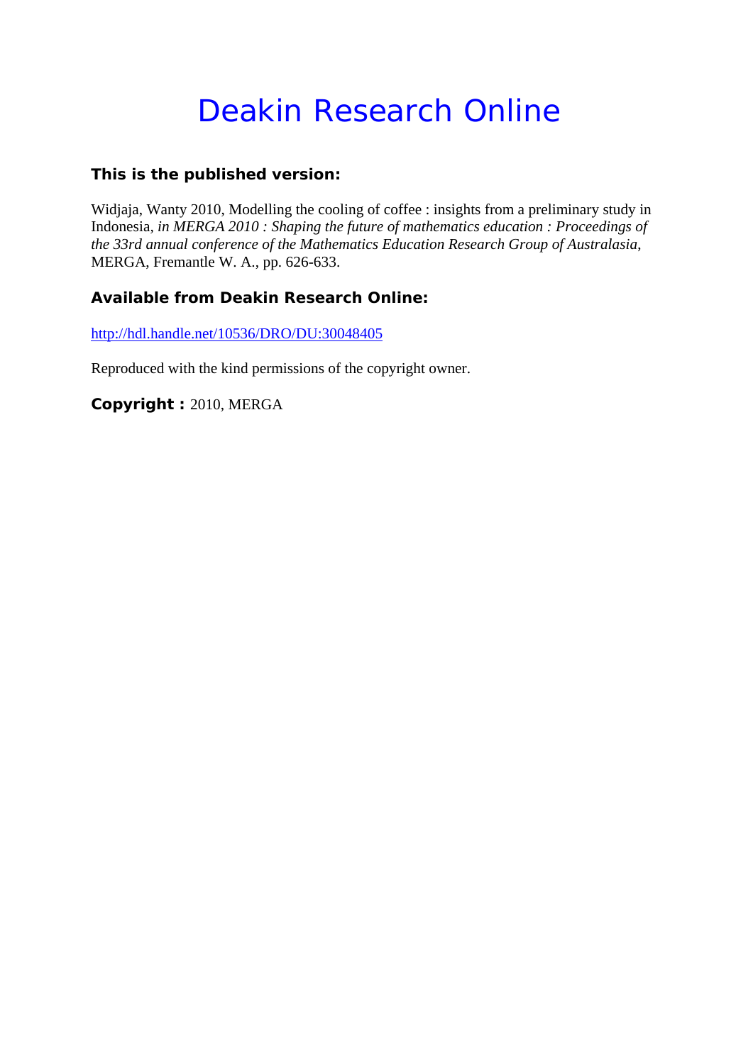# Deakin Research Online

**This is the published version:**

Widjaja, Wanty 2010, Modelling the cooling of coffee : insights from a preliminary study in Indonesia, *in MERGA 2010 : Shaping the future of mathematics education : Proceedings of the 33rd annual conference of the Mathematics Education Research Group of Australasia*, MERGA, Fremantle W. A., pp. 626-633.

**Available from Deakin Research Online:**

http://hdl.handle.net/10536/DRO/DU:30048405

Reproduced with the kind permissions of the copyright owner.

**Copyright :** 2010, MERGA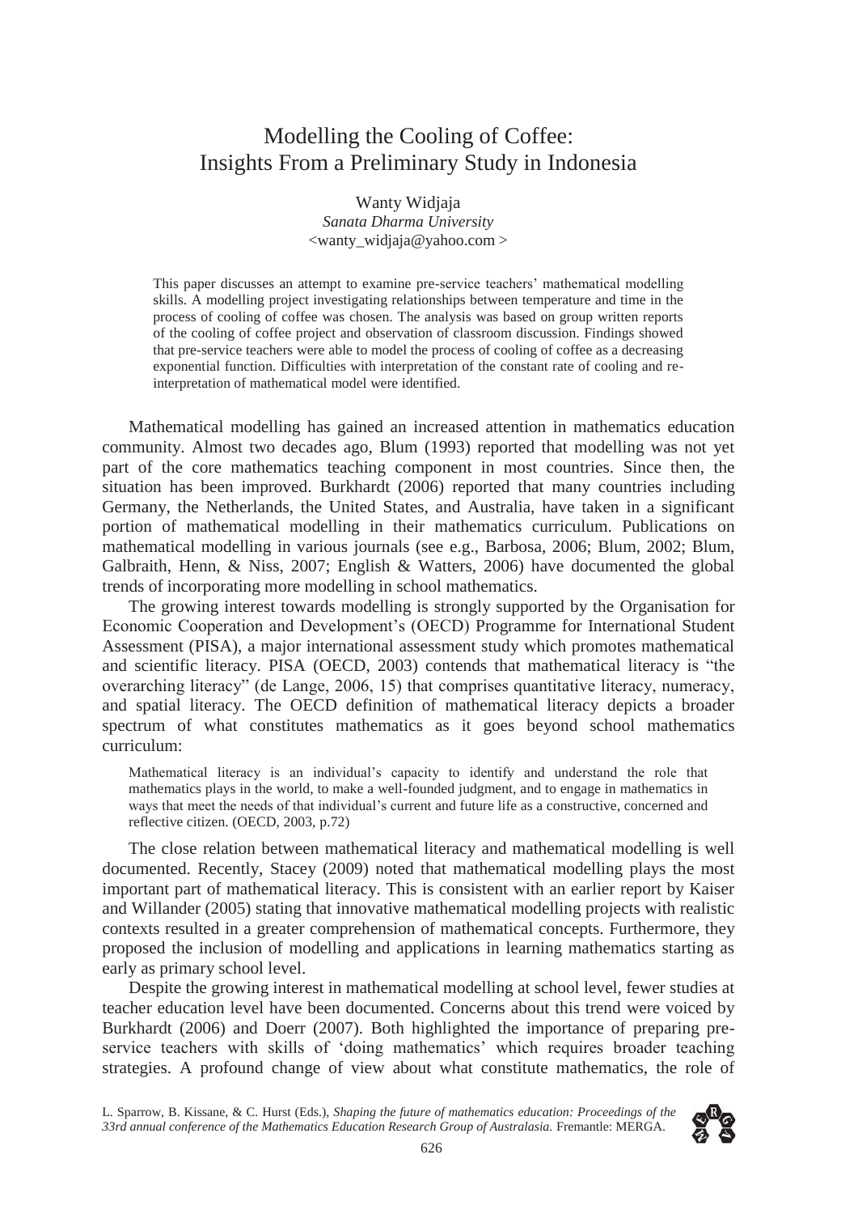# Modelling the Cooling of Coffee: Insights From a Preliminary Study in Indonesia

Wanty Widjaja  
*Sanata Dharma University*  
<wanty_widjaja@yahoo.com >

This paper discusses an attempt to examine pre-service teachers' mathematical modelling skills. A modelling project investigating relationships between temperature and time in the process of cooling of coffee was chosen. The analysis was based on group written reports of the cooling of coffee project and observation of classroom discussion. Findings showed that pre-service teachers were able to model the process of cooling of coffee as a decreasing exponential function. Difficulties with interpretation of the constant rate of cooling and re-interpretation of mathematical model were identified.

Mathematical modelling has gained an increased attention in mathematics education community. Almost two decades ago, Blum (1993) reported that modelling was not yet part of the core mathematics teaching component in most countries. Since then, the situation has been improved. Burkhardt (2006) reported that many countries including Germany, the Netherlands, the United States, and Australia, have taken in a significant portion of mathematical modelling in their mathematics curriculum. Publications on mathematical modelling in various journals (see e.g., Barbosa, 2006; Blum, 2002; Blum, Galbraith, Henn, & Niss, 2007; English & Watters, 2006) have documented the global trends of incorporating more modelling in school mathematics.

The growing interest towards modelling is strongly supported by the Organisation for Economic Cooperation and Development's (OECD) Programme for International Student Assessment (PISA), a major international assessment study which promotes mathematical and scientific literacy. PISA (OECD, 2003) contends that mathematical literacy is "the overarching literacy" (de Lange, 2006, 15) that comprises quantitative literacy, numeracy, and spatial literacy. The OECD definition of mathematical literacy depicts a broader spectrum of what constitutes mathematics as it goes beyond school mathematics curriculum:

> Mathematical literacy is an individual's capacity to identify and understand the role that mathematics plays in the world, to make a well-founded judgment, and to engage in mathematics in ways that meet the needs of that individual's current and future life as a constructive, concerned and reflective citizen. (OECD, 2003, p.72)

The close relation between mathematical literacy and mathematical modelling is well documented. Recently, Stacey (2009) noted that mathematical modelling plays the most important part of mathematical literacy. This is consistent with an earlier report by Kaiser and Willander (2005) stating that innovative mathematical modelling projects with realistic contexts resulted in a greater comprehension of mathematical concepts. Furthermore, they proposed the inclusion of modelling and applications in learning mathematics starting as early as primary school level.

Despite the growing interest in mathematical modelling at school level, fewer studies at teacher education level have been documented. Concerns about this trend were voiced by Burkhardt (2006) and Doerr (2007). Both highlighted the importance of preparing pre-service teachers with skills of 'doing mathematics' which requires broader teaching strategies. A profound change of view about what constitute mathematics, the role of

L. Sparrow, B. Kissane, & C. Hurst (Eds.), *Shaping the future of mathematics education: Proceedings of the 33rd annual conference of the Mathematics Education Research Group of Australasia.* Fremantle: MERGA.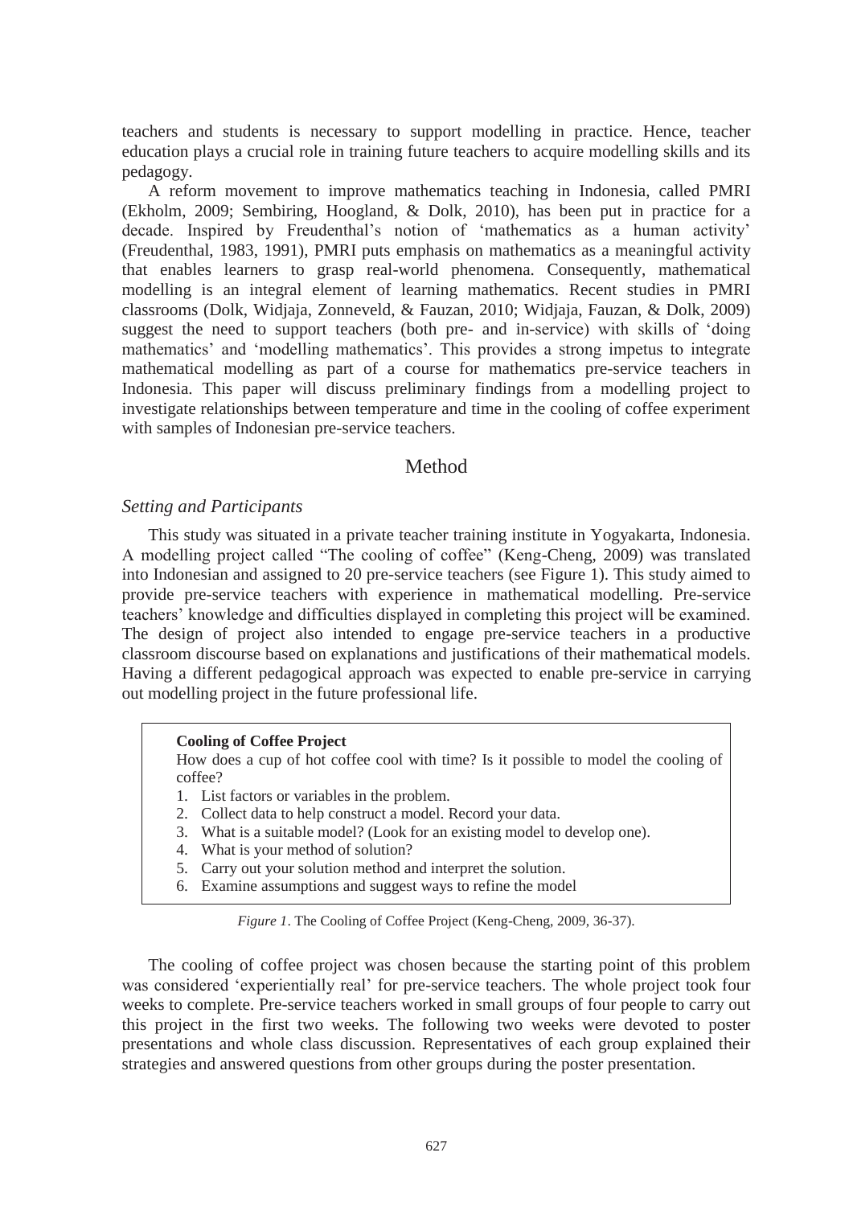teachers and students is necessary to support modelling in practice. Hence, teacher education plays a crucial role in training future teachers to acquire modelling skills and its pedagogy.

A reform movement to improve mathematics teaching in Indonesia, called PMRI (Ekholm, 2009; Sembiring, Hoogland, & Dolk, 2010), has been put in practice for a decade. Inspired by Freudenthal's notion of 'mathematics as a human activity' (Freudenthal, 1983, 1991), PMRI puts emphasis on mathematics as a meaningful activity that enables learners to grasp real-world phenomena. Consequently, mathematical modelling is an integral element of learning mathematics. Recent studies in PMRI classrooms (Dolk, Widjaja, Zonneveld, & Fauzan, 2010; Widjaja, Fauzan, & Dolk, 2009) suggest the need to support teachers (both pre- and in-service) with skills of 'doing mathematics' and 'modelling mathematics'. This provides a strong impetus to integrate mathematical modelling as part of a course for mathematics pre-service teachers in Indonesia. This paper will discuss preliminary findings from a modelling project to investigate relationships between temperature and time in the cooling of coffee experiment with samples of Indonesian pre-service teachers.

## Method

### *Setting and Participants*

This study was situated in a private teacher training institute in Yogyakarta, Indonesia. A modelling project called "The cooling of coffee" (Keng-Cheng, 2009) was translated into Indonesian and assigned to 20 pre-service teachers (see Figure 1). This study aimed to provide pre-service teachers with experience in mathematical modelling. Pre-service teachers' knowledge and difficulties displayed in completing this project will be examined. The design of project also intended to engage pre-service teachers in a productive classroom discourse based on explanations and justifications of their mathematical models. Having a different pedagogical approach was expected to enable pre-service in carrying out modelling project in the future professional life.

> **Cooling of Coffee Project**
>
> How does a cup of hot coffee cool with time? Is it possible to model the cooling of coffee?
>
> 1. List factors or variables in the problem.
> 2. Collect data to help construct a model. Record your data.
> 3. What is a suitable model? (Look for an existing model to develop one).
> 4. What is your method of solution?
> 5. Carry out your solution method and interpret the solution.
> 6. Examine assumptions and suggest ways to refine the model

*Figure 1*. The Cooling of Coffee Project (Keng-Cheng, 2009, 36-37).

The cooling of coffee project was chosen because the starting point of this problem was considered 'experientially real' for pre-service teachers. The whole project took four weeks to complete. Pre-service teachers worked in small groups of four people to carry out this project in the first two weeks. The following two weeks were devoted to poster presentations and whole class discussion. Representatives of each group explained their strategies and answered questions from other groups during the poster presentation.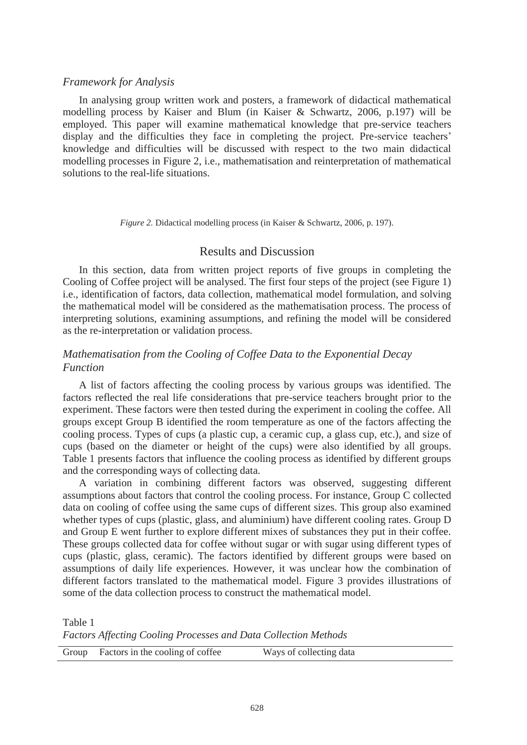### *Framework for Analysis*

In analysing group written work and posters, a framework of didactical mathematical modelling process by Kaiser and Blum (in Kaiser & Schwartz, 2006, p.197) will be employed. This paper will examine mathematical knowledge that pre-service teachers display and the difficulties they face in completing the project. Pre-service teachers' knowledge and difficulties will be discussed with respect to the two main didactical modelling processes in Figure 2, i.e., mathematisation and reinterpretation of mathematical solutions to the real-life situations.

*Figure 2.* Didactical modelling process (in Kaiser & Schwartz, 2006, p. 197).

## Results and Discussion

In this section, data from written project reports of five groups in completing the Cooling of Coffee project will be analysed. The first four steps of the project (see Figure 1) i.e., identification of factors, data collection, mathematical model formulation, and solving the mathematical model will be considered as the mathematisation process. The process of interpreting solutions, examining assumptions, and refining the model will be considered as the re-interpretation or validation process.

### *Mathematisation from the Cooling of Coffee Data to the Exponential Decay Function*

A list of factors affecting the cooling process by various groups was identified. The factors reflected the real life considerations that pre-service teachers brought prior to the experiment. These factors were then tested during the experiment in cooling the coffee. All groups except Group B identified the room temperature as one of the factors affecting the cooling process. Types of cups (a plastic cup, a ceramic cup, a glass cup, etc.), and size of cups (based on the diameter or height of the cups) were also identified by all groups. Table 1 presents factors that influence the cooling process as identified by different groups and the corresponding ways of collecting data.

A variation in combining different factors was observed, suggesting different assumptions about factors that control the cooling process. For instance, Group C collected data on cooling of coffee using the same cups of different sizes. This group also examined whether types of cups (plastic, glass, and aluminium) have different cooling rates. Group D and Group E went further to explore different mixes of substances they put in their coffee. These groups collected data for coffee without sugar or with sugar using different types of cups (plastic, glass, ceramic). The factors identified by different groups were based on assumptions of daily life experiences. However, it was unclear how the combination of different factors translated to the mathematical model. Figure 3 provides illustrations of some of the data collection process to construct the mathematical model.

Table 1
*Factors Affecting Cooling Processes and Data Collection Methods*

| Group | Factors in the cooling of coffee | Ways of collecting data |
| --- | --- | --- |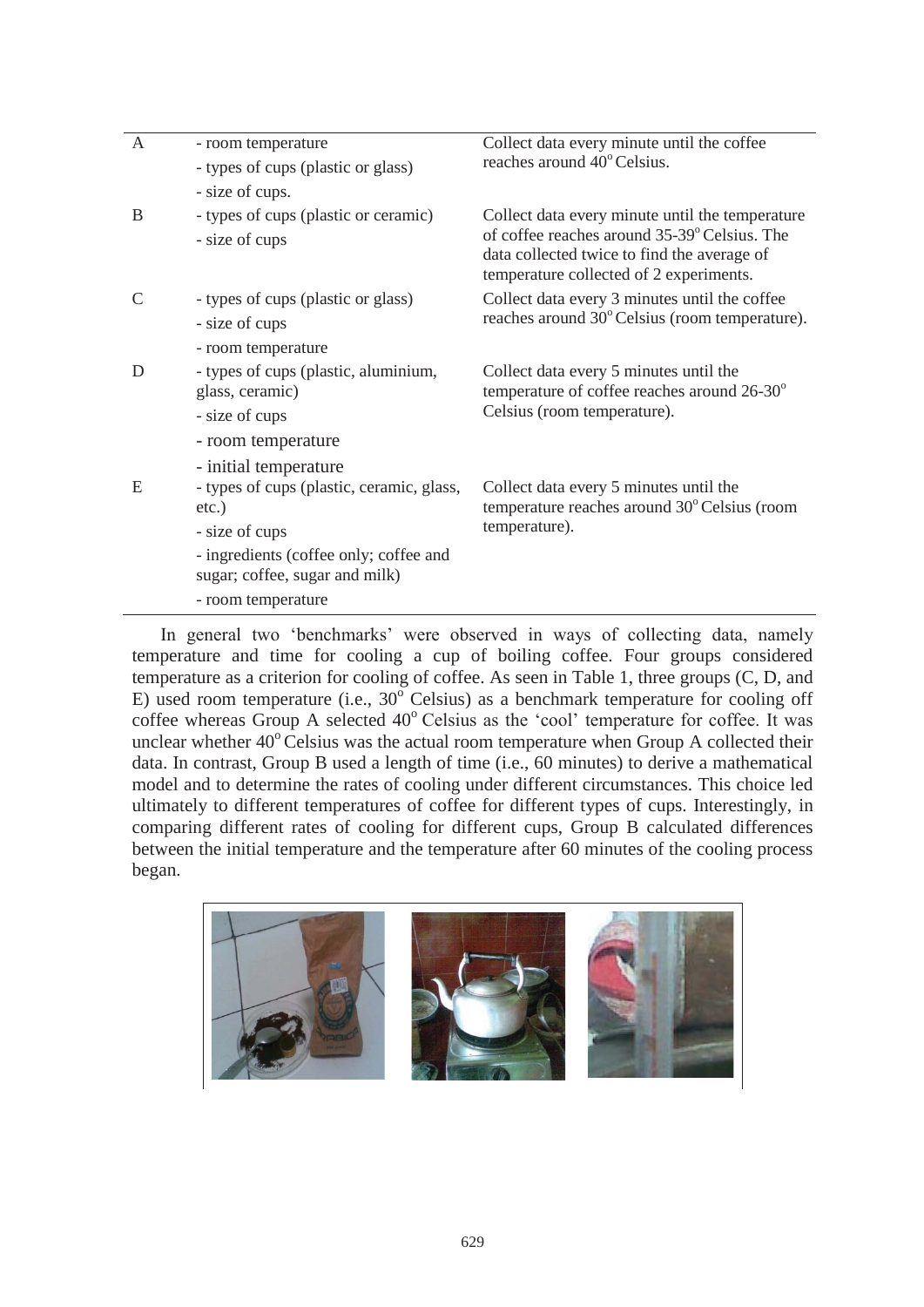| | | |
|---|---|---|
| A | - room temperature<br>- types of cups (plastic or glass)<br>- size of cups. | Collect data every minute until the coffee reaches around 40° Celsius. |
| B | - types of cups (plastic or ceramic)<br>- size of cups | Collect data every minute until the temperature of coffee reaches around 35-39° Celsius. The data collected twice to find the average of temperature collected of 2 experiments. |
| C | - types of cups (plastic or glass)<br>- size of cups<br>- room temperature | Collect data every 3 minutes until the coffee reaches around 30° Celsius (room temperature). |
| D | - types of cups (plastic, aluminium, glass, ceramic)<br>- size of cups<br>- room temperature<br>- initial temperature | Collect data every 5 minutes until the temperature of coffee reaches around 26-30° Celsius (room temperature). |
| E | - types of cups (plastic, ceramic, glass, etc.)<br>- size of cups<br>- ingredients (coffee only; coffee and sugar; coffee, sugar and milk)<br>- room temperature | Collect data every 5 minutes until the temperature reaches around 30° Celsius (room temperature). |

In general two 'benchmarks' were observed in ways of collecting data, namely temperature and time for cooling a cup of boiling coffee. Four groups considered temperature as a criterion for cooling of coffee. As seen in Table 1, three groups (C, D, and E) used room temperature (i.e., 30° Celsius) as a benchmark temperature for cooling off coffee whereas Group A selected 40° Celsius as the 'cool' temperature for coffee. It was unclear whether 40° Celsius was the actual room temperature when Group A collected their data. In contrast, Group B used a length of time (i.e., 60 minutes) to derive a mathematical model and to determine the rates of cooling under different circumstances. This choice led ultimately to different temperatures of coffee for different types of cups. Interestingly, in comparing different rates of cooling for different cups, Group B calculated differences between the initial temperature and the temperature after 60 minutes of the cooling process began.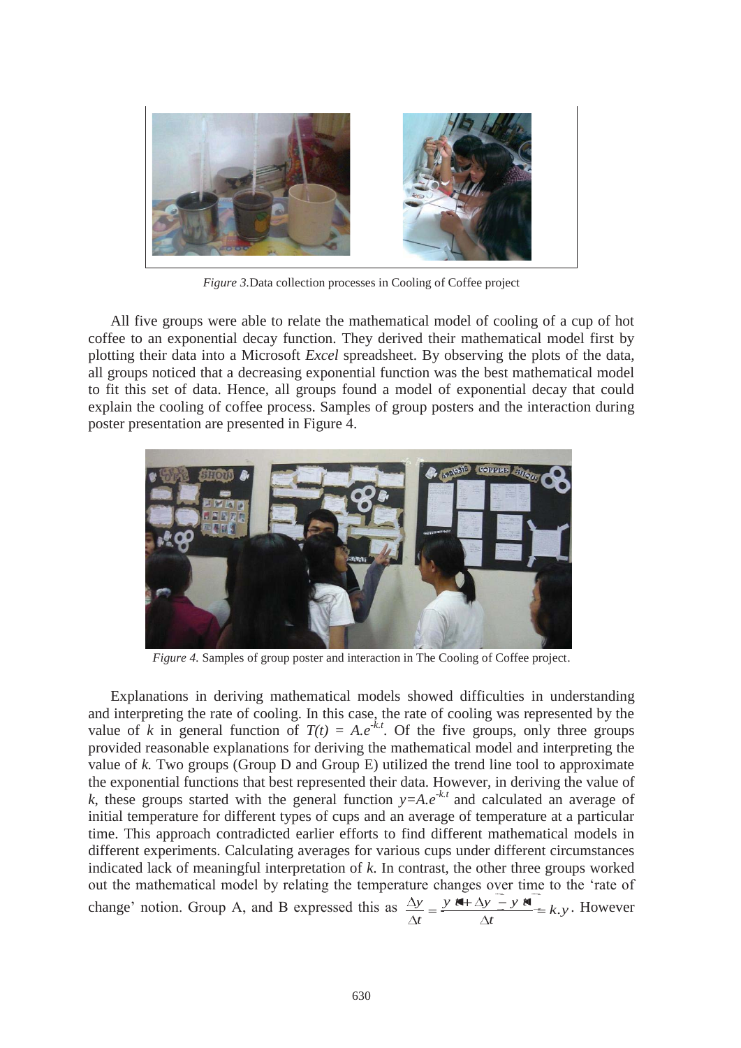*Figure 3.*Data collection processes in Cooling of Coffee project

All five groups were able to relate the mathematical model of cooling of a cup of hot coffee to an exponential decay function. They derived their mathematical model first by plotting their data into a Microsoft *Excel* spreadsheet. By observing the plots of the data, all groups noticed that a decreasing exponential function was the best mathematical model to fit this set of data. Hence, all groups found a model of exponential decay that could explain the cooling of coffee process. Samples of group posters and the interaction during poster presentation are presented in Figure 4.

*Figure 4.* Samples of group poster and interaction in The Cooling of Coffee project.

Explanations in deriving mathematical models showed difficulties in understanding and interpreting the rate of cooling. In this case, the rate of cooling was represented by the value of $k$ in general function of $T(t) = A.e^{-k.t}$. Of the five groups, only three groups provided reasonable explanations for deriving the mathematical model and interpreting the value of $k$. Two groups (Group D and Group E) utilized the trend line tool to approximate the exponential functions that best represented their data. However, in deriving the value of $k$, these groups started with the general function $y=A.e^{-k.t}$ and calculated an average of initial temperature for different types of cups and an average of temperature at a particular time. This approach contradicted earlier efforts to find different mathematical models in different experiments. Calculating averages for various cups under different circumstances indicated lack of meaningful interpretation of $k$. In contrast, the other three groups worked out the mathematical model by relating the temperature changes over time to the 'rate of change' notion. Group A, and B expressed this as $\frac{\Delta y}{\Delta t} = \frac{y(t+\Delta t) - y(t)}{\Delta t} = k.y$. However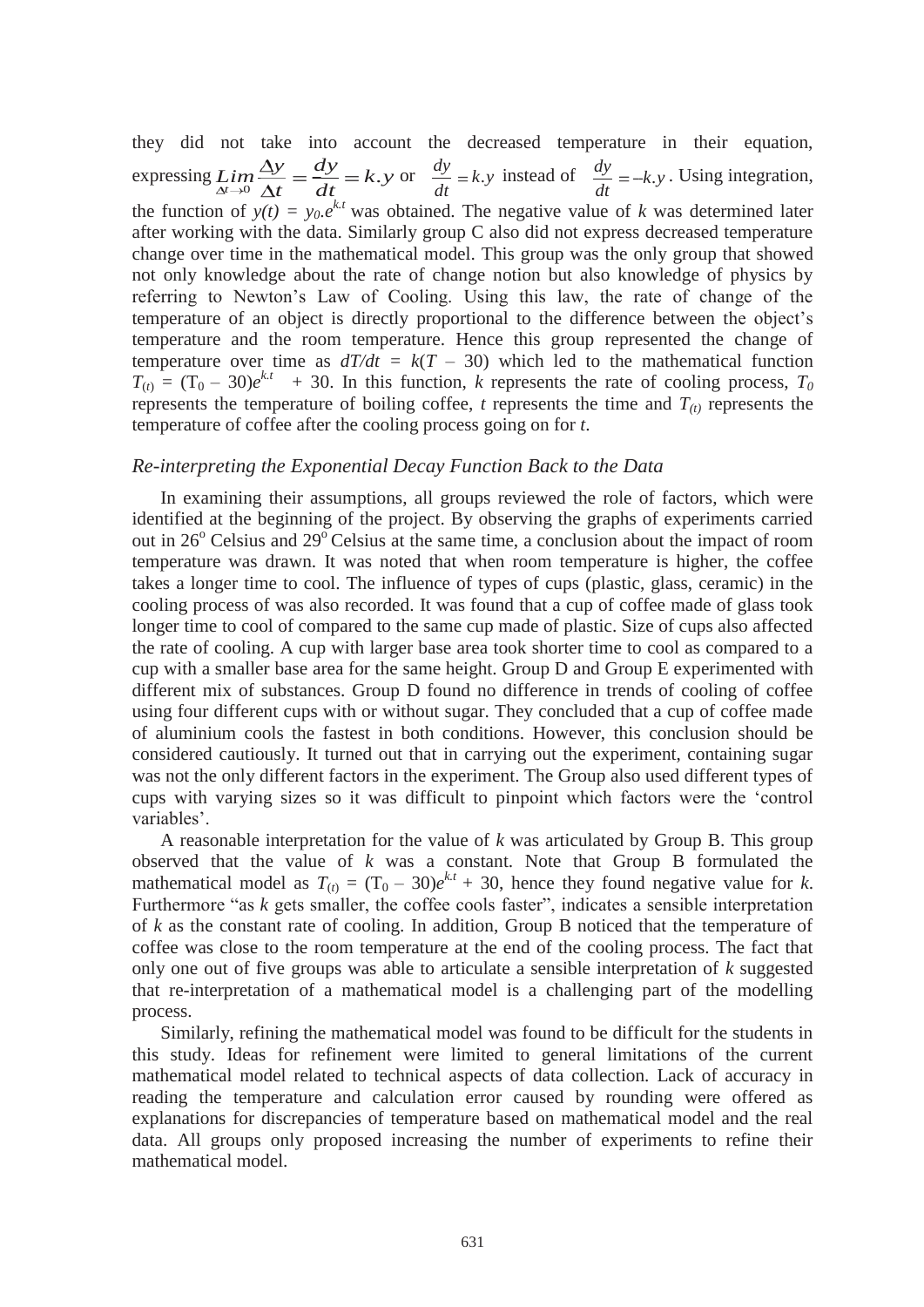they did not take into account the decreased temperature in their equation, expressing $\lim_{\Delta t \to 0} \frac{\Delta y}{\Delta t} = \frac{dy}{dt} = k.y$ or $\frac{dy}{dt} = k.y$ instead of $\frac{dy}{dt} = -k.y$. Using integration, the function of $y(t) = y_0.e^{k.t}$ was obtained. The negative value of $k$ was determined later after working with the data. Similarly group C also did not express decreased temperature change over time in the mathematical model. This group was the only group that showed not only knowledge about the rate of change notion but also knowledge of physics by referring to Newton's Law of Cooling. Using this law, the rate of change of the temperature of an object is directly proportional to the difference between the object's temperature and the room temperature. Hence this group represented the change of temperature over time as $dT/dt = k(T - 30)$ which led to the mathematical function $T_{(t)} = (T_0 - 30)e^{k.t} + 30$. In this function, $k$ represents the rate of cooling process, $T_0$ represents the temperature of boiling coffee, $t$ represents the time and $T_{(t)}$ represents the temperature of coffee after the cooling process going on for $t$.

### *Re-interpreting the Exponential Decay Function Back to the Data*

In examining their assumptions, all groups reviewed the role of factors, which were identified at the beginning of the project. By observing the graphs of experiments carried out in $26^{o}$ Celsius and $29^{o}$ Celsius at the same time, a conclusion about the impact of room temperature was drawn. It was noted that when room temperature is higher, the coffee takes a longer time to cool. The influence of types of cups (plastic, glass, ceramic) in the cooling process of was also recorded. It was found that a cup of coffee made of glass took longer time to cool of compared to the same cup made of plastic. Size of cups also affected the rate of cooling. A cup with larger base area took shorter time to cool as compared to a cup with a smaller base area for the same height. Group D and Group E experimented with different mix of substances. Group D found no difference in trends of cooling of coffee using four different cups with or without sugar. They concluded that a cup of coffee made of aluminium cools the fastest in both conditions. However, this conclusion should be considered cautiously. It turned out that in carrying out the experiment, containing sugar was not the only different factors in the experiment. The Group also used different types of cups with varying sizes so it was difficult to pinpoint which factors were the 'control variables'.

A reasonable interpretation for the value of $k$ was articulated by Group B. This group observed that the value of $k$ was a constant. Note that Group B formulated the mathematical model as $T_{(t)} = (T_0 - 30)e^{k.t} + 30$, hence they found negative value for $k$. Furthermore "as $k$ gets smaller, the coffee cools faster", indicates a sensible interpretation of $k$ as the constant rate of cooling. In addition, Group B noticed that the temperature of coffee was close to the room temperature at the end of the cooling process. The fact that only one out of five groups was able to articulate a sensible interpretation of $k$ suggested that re-interpretation of a mathematical model is a challenging part of the modelling process.

Similarly, refining the mathematical model was found to be difficult for the students in this study. Ideas for refinement were limited to general limitations of the current mathematical model related to technical aspects of data collection. Lack of accuracy in reading the temperature and calculation error caused by rounding were offered as explanations for discrepancies of temperature based on mathematical model and the real data. All groups only proposed increasing the number of experiments to refine their mathematical model.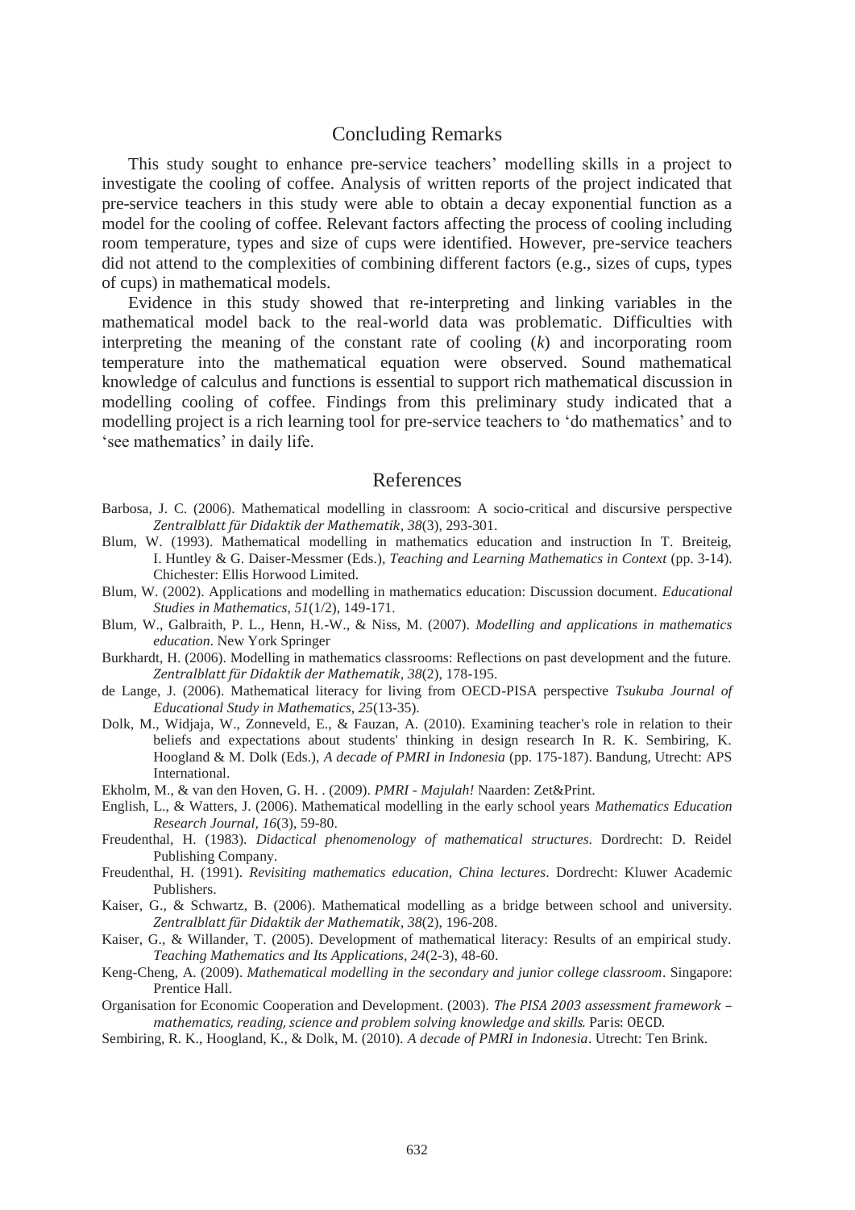## Concluding Remarks

This study sought to enhance pre-service teachers' modelling skills in a project to investigate the cooling of coffee. Analysis of written reports of the project indicated that pre-service teachers in this study were able to obtain a decay exponential function as a model for the cooling of coffee. Relevant factors affecting the process of cooling including room temperature, types and size of cups were identified. However, pre-service teachers did not attend to the complexities of combining different factors (e.g., sizes of cups, types of cups) in mathematical models.

Evidence in this study showed that re-interpreting and linking variables in the mathematical model back to the real-world data was problematic. Difficulties with interpreting the meaning of the constant rate of cooling ($k$) and incorporating room temperature into the mathematical equation were observed. Sound mathematical knowledge of calculus and functions is essential to support rich mathematical discussion in modelling cooling of coffee. Findings from this preliminary study indicated that a modelling project is a rich learning tool for pre-service teachers to 'do mathematics' and to 'see mathematics' in daily life.

## References

Barbosa, J. C. (2006). Mathematical modelling in classroom: A socio-critical and discursive perspective *Zentralblatt für Didaktik der Mathematik, 38*(3), 293-301.

Blum, W. (1993). Mathematical modelling in mathematics education and instruction In T. Breiteig, I. Huntley & G. Daiser-Messmer (Eds.), *Teaching and Learning Mathematics in Context* (pp. 3-14). Chichester: Ellis Horwood Limited.

Blum, W. (2002). Applications and modelling in mathematics education: Discussion document. *Educational Studies in Mathematics, 51*(1/2), 149-171.

Blum, W., Galbraith, P. L., Henn, H.-W., & Niss, M. (2007). *Modelling and applications in mathematics education*. New York Springer

Burkhardt, H. (2006). Modelling in mathematics classrooms: Reflections on past development and the future. *Zentralblatt für Didaktik der Mathematik, 38*(2), 178-195.

de Lange, J. (2006). Mathematical literacy for living from OECD-PISA perspective *Tsukuba Journal of Educational Study in Mathematics, 25*(13-35).

Dolk, M., Widjaja, W., Zonneveld, E., & Fauzan, A. (2010). Examining teacher's role in relation to their beliefs and expectations about students' thinking in design research In R. K. Sembiring, K. Hoogland & M. Dolk (Eds.), *A decade of PMRI in Indonesia* (pp. 175-187). Bandung, Utrecht: APS International.

Ekholm, M., & van den Hoven, G. H. . (2009). *PMRI - Majulah!* Naarden: Zet&Print.

English, L., & Watters, J. (2006). Mathematical modelling in the early school years *Mathematics Education Research Journal, 16*(3), 59-80.

Freudenthal, H. (1983). *Didactical phenomenology of mathematical structures*. Dordrecht: D. Reidel Publishing Company.

Freudenthal, H. (1991). *Revisiting mathematics education, China lectures*. Dordrecht: Kluwer Academic Publishers.

Kaiser, G., & Schwartz, B. (2006). Mathematical modelling as a bridge between school and university. *Zentralblatt für Didaktik der Mathematik, 38*(2), 196-208.

Kaiser, G., & Willander, T. (2005). Development of mathematical literacy: Results of an empirical study. *Teaching Mathematics and Its Applications, 24*(2-3), 48-60.

Keng-Cheng, A. (2009). *Mathematical modelling in the secondary and junior college classroom*. Singapore: Prentice Hall.

Organisation for Economic Cooperation and Development. (2003). *The PISA 2003 assessment framework – mathematics, reading, science and problem solving knowledge and skills*. Paris: OECD.

Sembiring, R. K., Hoogland, K., & Dolk, M. (2010). *A decade of PMRI in Indonesia*. Utrecht: Ten Brink.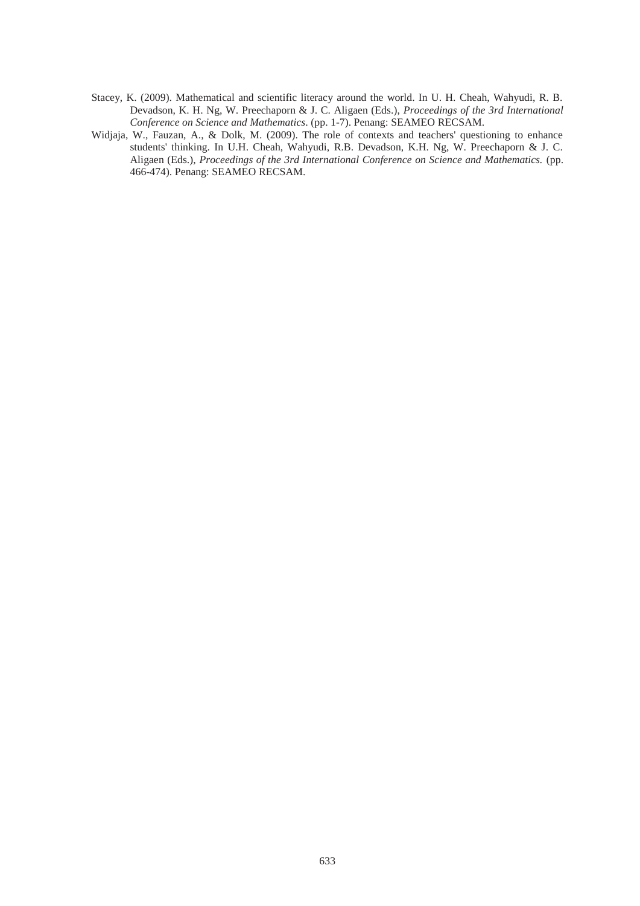Stacey, K. (2009). Mathematical and scientific literacy around the world. In U. H. Cheah, Wahyudi, R. B. Devadson, K. H. Ng, W. Preechaporn & J. C. Aligaen (Eds.), *Proceedings of the 3rd International Conference on Science and Mathematics*. (pp. 1-7). Penang: SEAMEO RECSAM.

Widjaja, W., Fauzan, A., & Dolk, M. (2009). The role of contexts and teachers' questioning to enhance students' thinking. In U.H. Cheah, Wahyudi, R.B. Devadson, K.H. Ng, W. Preechaporn & J. C. Aligaen (Eds.), *Proceedings of the 3rd International Conference on Science and Mathematics.* (pp. 466-474). Penang: SEAMEO RECSAM.